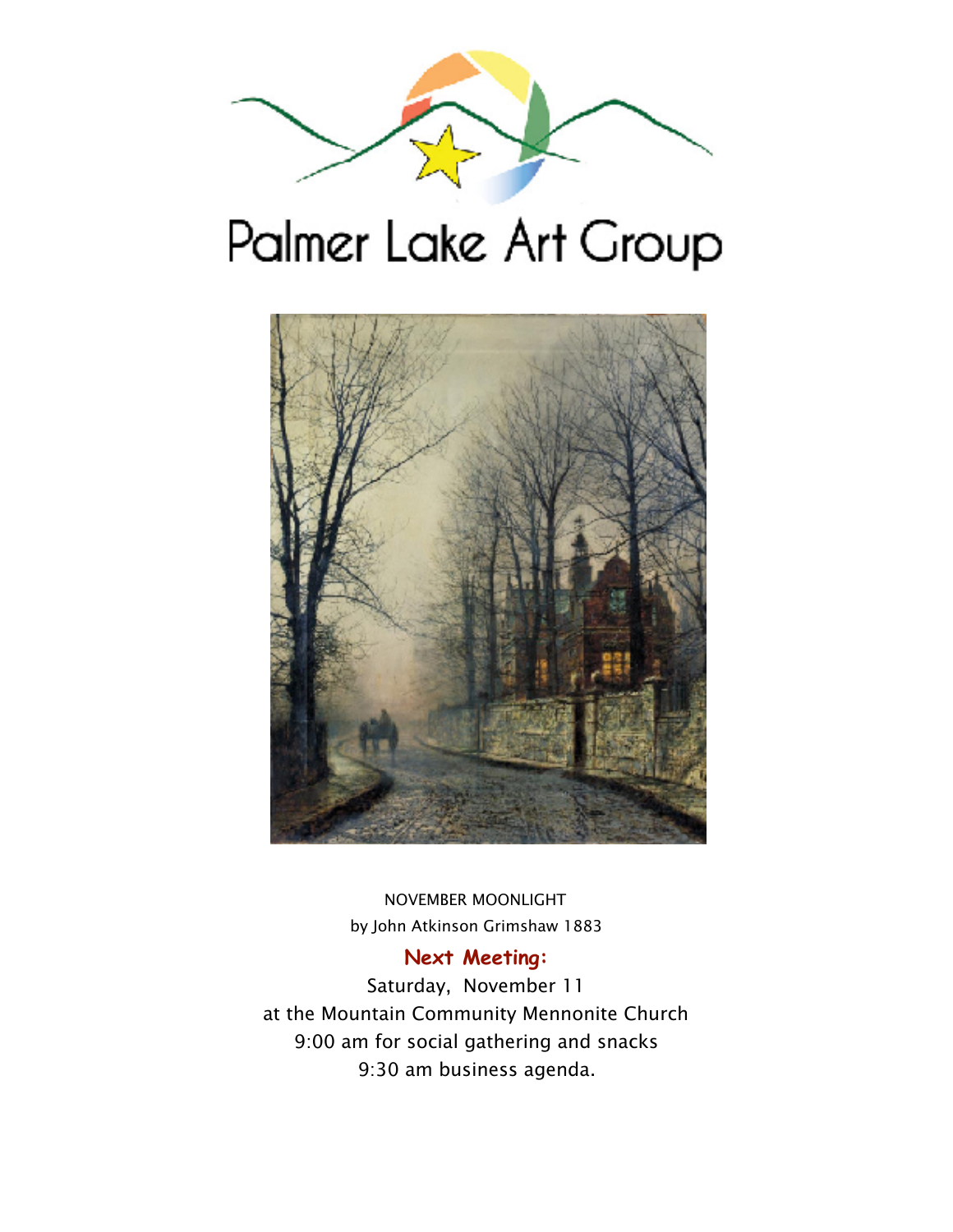# Palmer Lake Art Group

NOVEMBER MOONLIGHT
by John Atkinson Grimshaw 1883

**Next Meeting:**

Saturday, November 11
at the Mountain Community Mennonite Church
9:00 am for social gathering and snacks
9:30 am business agenda.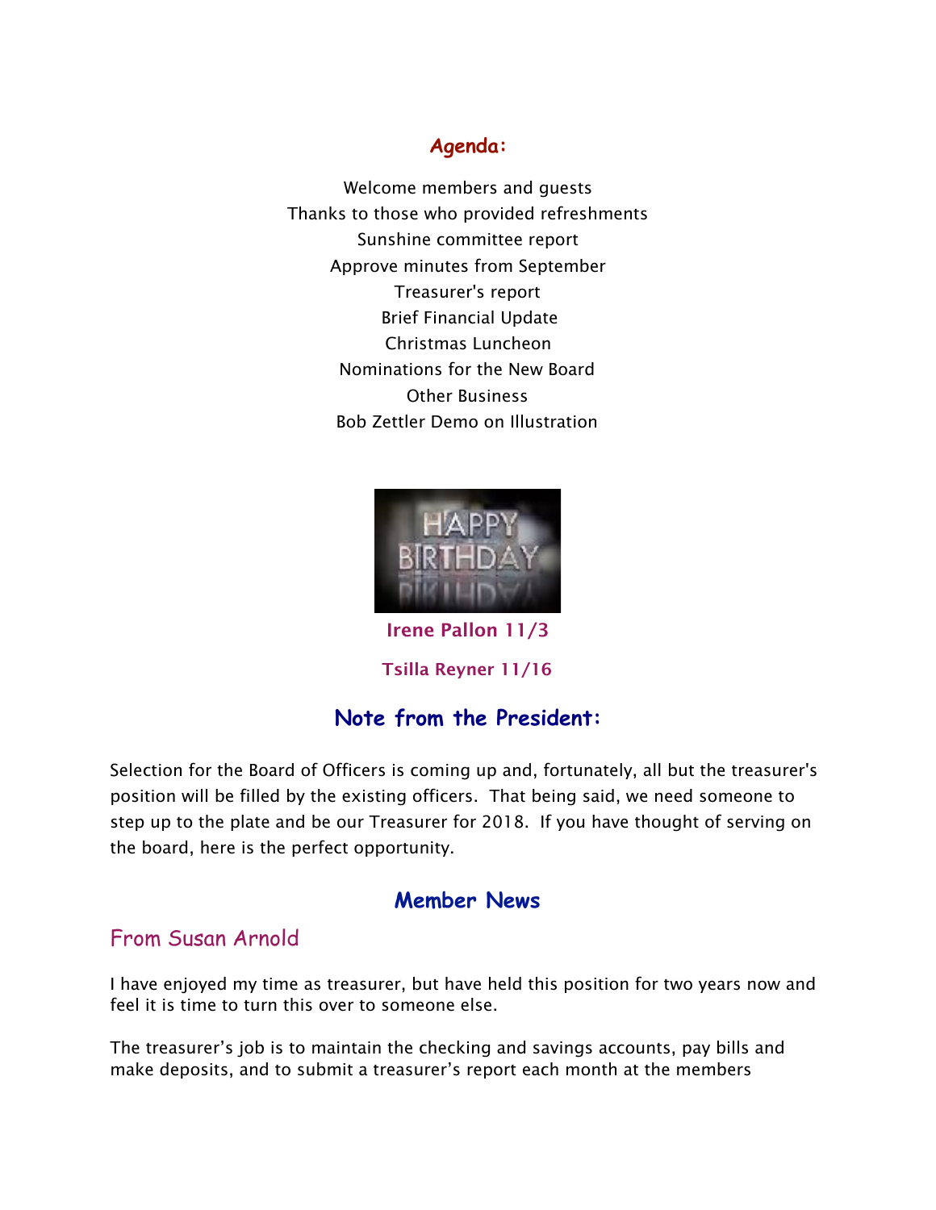## Agenda:

Welcome members and guests
Thanks to those who provided refreshments
Sunshine committee report
Approve minutes from September
Treasurer's report
Brief Financial Update
Christmas Luncheon
Nominations for the New Board
Other Business
Bob Zettler Demo on Illustration

**Irene Pallon 11/3**

**Tsilla Reyner 11/16**

## Note from the President:

Selection for the Board of Officers is coming up and, fortunately, all but the treasurer's position will be filled by the existing officers. That being said, we need someone to step up to the plate and be our Treasurer for 2018. If you have thought of serving on the board, here is the perfect opportunity.

## Member News

### From Susan Arnold

I have enjoyed my time as treasurer, but have held this position for two years now and feel it is time to turn this over to someone else.

The treasurer's job is to maintain the checking and savings accounts, pay bills and make deposits, and to submit a treasurer's report each month at the members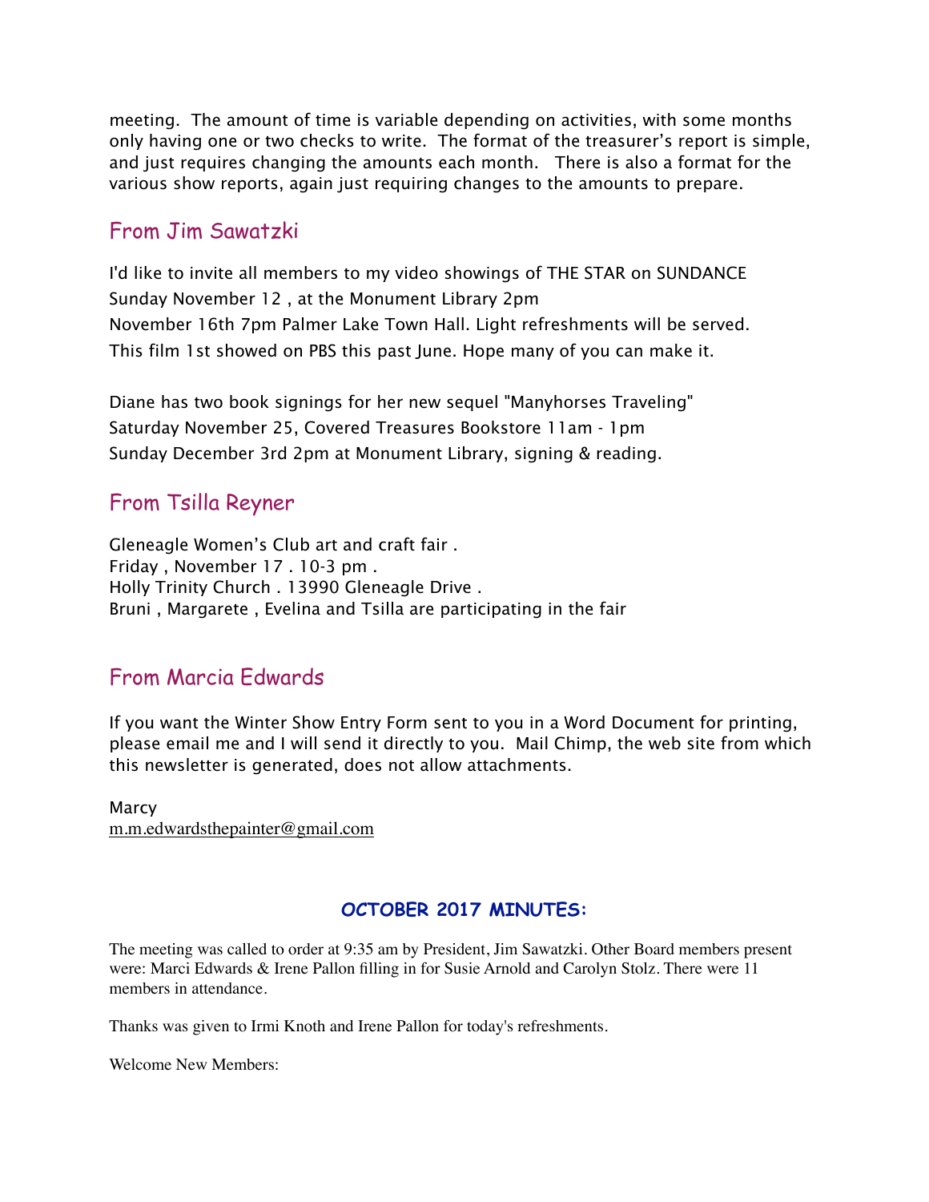meeting. The amount of time is variable depending on activities, with some months only having one or two checks to write. The format of the treasurer's report is simple, and just requires changing the amounts each month. There is also a format for the various show reports, again just requiring changes to the amounts to prepare.

## From Jim Sawatzki

I'd like to invite all members to my video showings of THE STAR on SUNDANCE
Sunday November 12 , at the Monument Library 2pm
November 16th 7pm Palmer Lake Town Hall. Light refreshments will be served.
This film 1st showed on PBS this past June. Hope many of you can make it.

Diane has two book signings for her new sequel "Manyhorses Traveling"
Saturday November 25, Covered Treasures Bookstore 11am - 1pm
Sunday December 3rd 2pm at Monument Library, signing & reading.

## From Tsilla Reyner

Gleneagle Women's Club art and craft fair .
Friday , November 17 . 10-3 pm .
Holly Trinity Church . 13990 Gleneagle Drive .
Bruni , Margarete , Evelina and Tsilla are participating in the fair

## From Marcia Edwards

If you want the Winter Show Entry Form sent to you in a Word Document for printing, please email me and I will send it directly to you. Mail Chimp, the web site from which this newsletter is generated, does not allow attachments.

Marcy
m.m.edwardsthepainter@gmail.com

## OCTOBER 2017 MINUTES:

The meeting was called to order at 9:35 am by President, Jim Sawatzki. Other Board members present were: Marci Edwards & Irene Pallon filling in for Susie Arnold and Carolyn Stolz. There were 11 members in attendance.

Thanks was given to Irmi Knoth and Irene Pallon for today's refreshments.

Welcome New Members: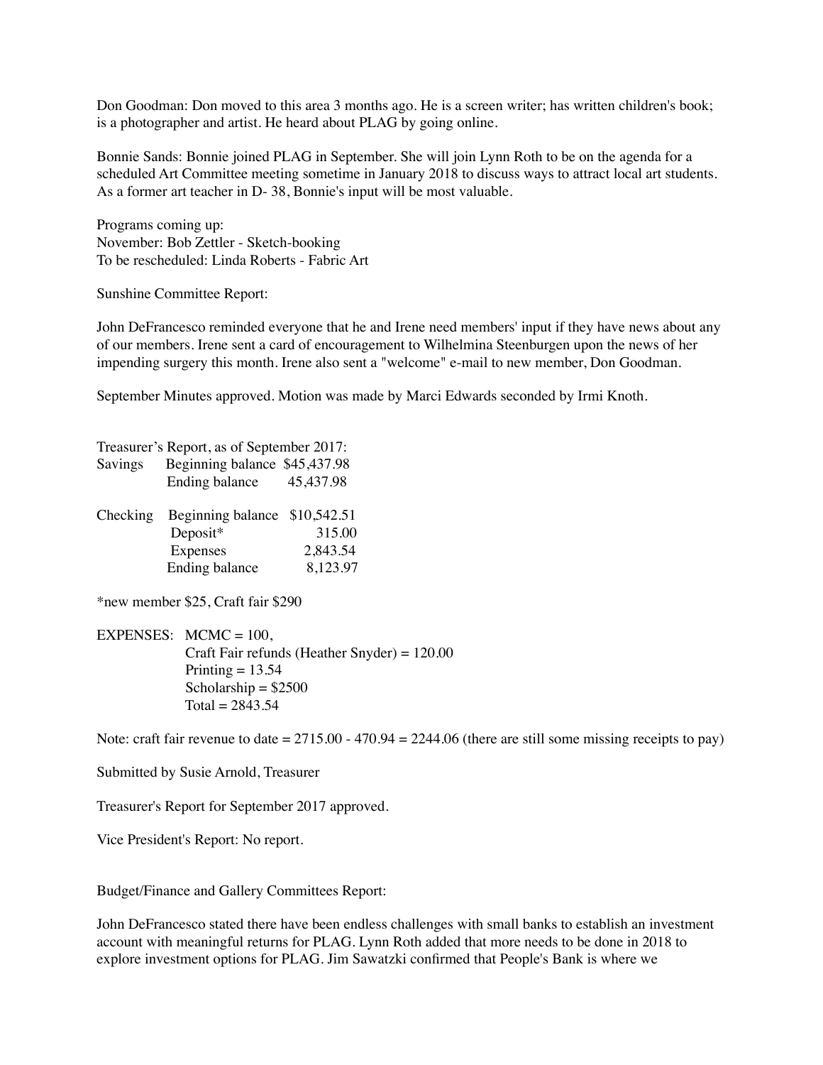Don Goodman: Don moved to this area 3 months ago. He is a screen writer; has written children's book; is a photographer and artist. He heard about PLAG by going online.

Bonnie Sands: Bonnie joined PLAG in September. She will join Lynn Roth to be on the agenda for a scheduled Art Committee meeting sometime in January 2018 to discuss ways to attract local art students. As a former art teacher in D- 38, Bonnie's input will be most valuable.

Programs coming up:
November: Bob Zettler - Sketch-booking
To be rescheduled: Linda Roberts - Fabric Art

Sunshine Committee Report:

John DeFrancesco reminded everyone that he and Irene need members' input if they have news about any of our members. Irene sent a card of encouragement to Wilhelmina Steenburgen upon the news of her impending surgery this month. Irene also sent a "welcome" e-mail to new member, Don Goodman.

September Minutes approved. Motion was made by Marci Edwards seconded by Irmi Knoth.

Treasurer's Report, as of September 2017:

| | | |
|---|---|---|
| Savings | Beginning balance | $45,437.98 |
| | Ending balance | 45,437.98 |
| Checking | Beginning balance | $10,542.51 |
| | Deposit* | 315.00 |
| | Expenses | 2,843.54 |
| | Ending balance | 8,123.97 |

*new member $25, Craft fair $290

EXPENSES: MCMC = 100,
Craft Fair refunds (Heather Snyder) = 120.00
Printing = 13.54
Scholarship = $2500
Total = 2843.54

Note: craft fair revenue to date = 2715.00 - 470.94 = 2244.06 (there are still some missing receipts to pay)

Submitted by Susie Arnold, Treasurer

Treasurer's Report for September 2017 approved.

Vice President's Report: No report.

Budget/Finance and Gallery Committees Report:

John DeFrancesco stated there have been endless challenges with small banks to establish an investment account with meaningful returns for PLAG. Lynn Roth added that more needs to be done in 2018 to explore investment options for PLAG. Jim Sawatzki confirmed that People's Bank is where we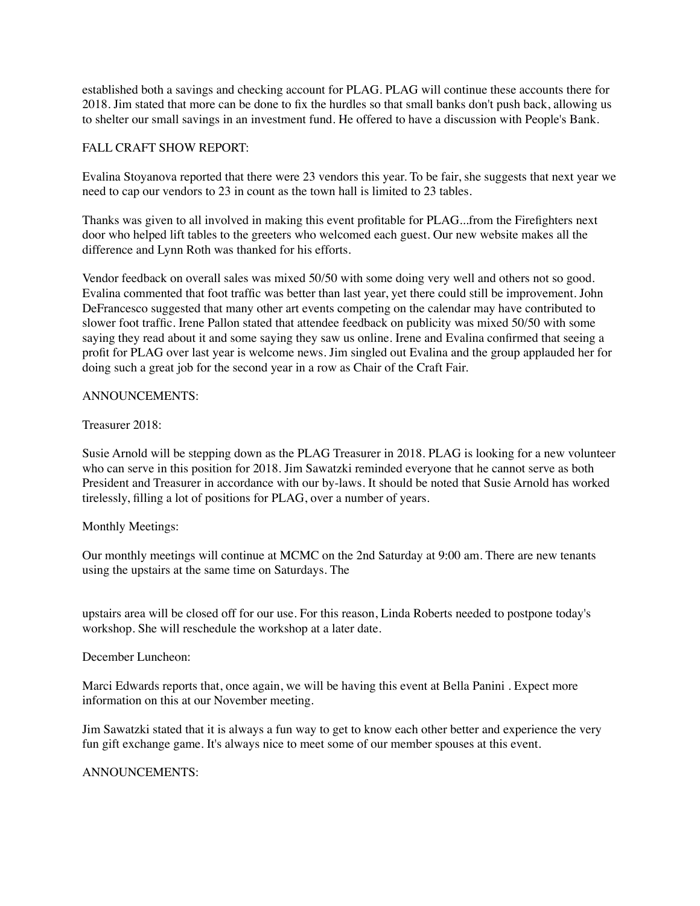established both a savings and checking account for PLAG. PLAG will continue these accounts there for 2018. Jim stated that more can be done to fix the hurdles so that small banks don't push back, allowing us to shelter our small savings in an investment fund. He offered to have a discussion with People's Bank.

FALL CRAFT SHOW REPORT:

Evalina Stoyanova reported that there were 23 vendors this year. To be fair, she suggests that next year we need to cap our vendors to 23 in count as the town hall is limited to 23 tables.

Thanks was given to all involved in making this event profitable for PLAG...from the Firefighters next door who helped lift tables to the greeters who welcomed each guest. Our new website makes all the difference and Lynn Roth was thanked for his efforts.

Vendor feedback on overall sales was mixed 50/50 with some doing very well and others not so good. Evalina commented that foot traffic was better than last year, yet there could still be improvement. John DeFrancesco suggested that many other art events competing on the calendar may have contributed to slower foot traffic. Irene Pallon stated that attendee feedback on publicity was mixed 50/50 with some saying they read about it and some saying they saw us online. Irene and Evalina confirmed that seeing a profit for PLAG over last year is welcome news. Jim singled out Evalina and the group applauded her for doing such a great job for the second year in a row as Chair of the Craft Fair.

ANNOUNCEMENTS:

Treasurer 2018:

Susie Arnold will be stepping down as the PLAG Treasurer in 2018. PLAG is looking for a new volunteer who can serve in this position for 2018. Jim Sawatzki reminded everyone that he cannot serve as both President and Treasurer in accordance with our by-laws. It should be noted that Susie Arnold has worked tirelessly, filling a lot of positions for PLAG, over a number of years.

Monthly Meetings:

Our monthly meetings will continue at MCMC on the 2nd Saturday at 9:00 am. There are new tenants using the upstairs at the same time on Saturdays. The upstairs area will be closed off for our use. For this reason, Linda Roberts needed to postpone today's workshop. She will reschedule the workshop at a later date.

December Luncheon:

Marci Edwards reports that, once again, we will be having this event at Bella Panini . Expect more information on this at our November meeting.

Jim Sawatzki stated that it is always a fun way to get to know each other better and experience the very fun gift exchange game. It's always nice to meet some of our member spouses at this event.

ANNOUNCEMENTS: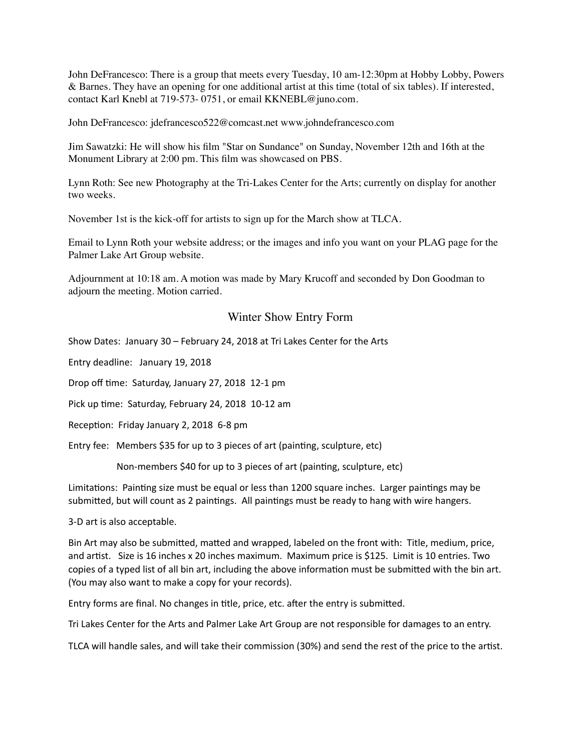John DeFrancesco: There is a group that meets every Tuesday, 10 am-12:30pm at Hobby Lobby, Powers & Barnes. They have an opening for one additional artist at this time (total of six tables). If interested, contact Karl Knebl at 719-573- 0751, or email KKNEBL@juno.com.

John DeFrancesco: jdefrancesco522@comcast.net www.johndefrancesco.com

Jim Sawatzki: He will show his film "Star on Sundance" on Sunday, November 12th and 16th at the Monument Library at 2:00 pm. This film was showcased on PBS.

Lynn Roth: See new Photography at the Tri-Lakes Center for the Arts; currently on display for another two weeks.

November 1st is the kick-off for artists to sign up for the March show at TLCA.

Email to Lynn Roth your website address; or the images and info you want on your PLAG page for the Palmer Lake Art Group website.

Adjournment at 10:18 am. A motion was made by Mary Krucoff and seconded by Don Goodman to adjourn the meeting. Motion carried.

## Winter Show Entry Form

Show Dates: January 30 – February 24, 2018 at Tri Lakes Center for the Arts

Entry deadline: January 19, 2018

Drop off time: Saturday, January 27, 2018 12-1 pm

Pick up time: Saturday, February 24, 2018 10-12 am

Reception: Friday January 2, 2018 6-8 pm

Entry fee: Members $35 for up to 3 pieces of art (painting, sculpture, etc)

Non-members $40 for up to 3 pieces of art (painting, sculpture, etc)

Limitations: Painting size must be equal or less than 1200 square inches. Larger paintings may be submitted, but will count as 2 paintings. All paintings must be ready to hang with wire hangers.

3-D art is also acceptable.

Bin Art may also be submitted, matted and wrapped, labeled on the front with: Title, medium, price, and artist. Size is 16 inches x 20 inches maximum. Maximum price is $125. Limit is 10 entries. Two copies of a typed list of all bin art, including the above information must be submitted with the bin art. (You may also want to make a copy for your records).

Entry forms are final. No changes in title, price, etc. after the entry is submitted.

Tri Lakes Center for the Arts and Palmer Lake Art Group are not responsible for damages to an entry.

TLCA will handle sales, and will take their commission (30%) and send the rest of the price to the artist.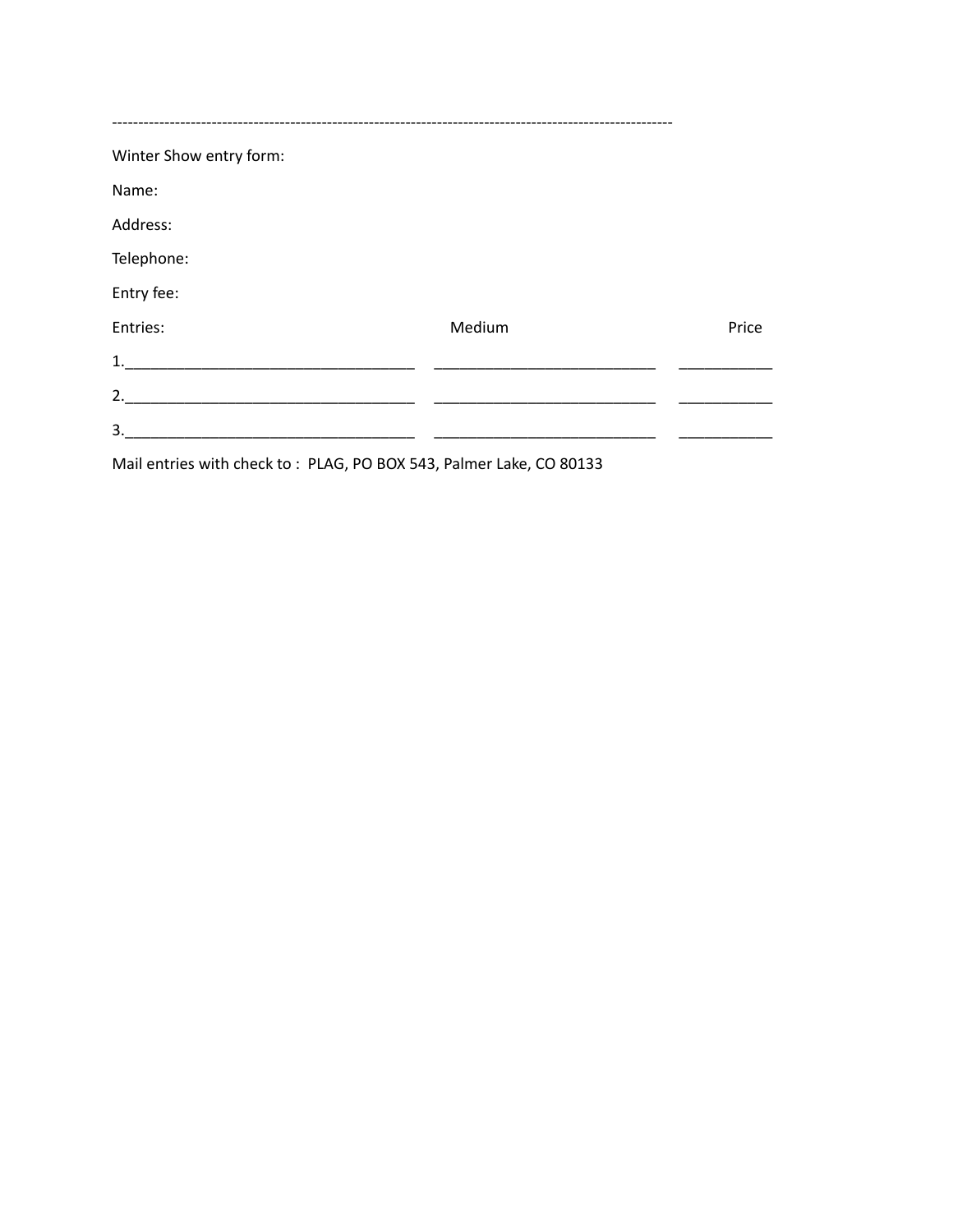-----------------------------------------------------------------------------------------------------------

Winter Show entry form:

Name:

Address:

Telephone:

Entry fee:

| Entries: | Medium | Price |
|---|---|---|
| 1.___________________________________ | ____________________________ | ___________ |
| 2.___________________________________ | ____________________________ | ___________ |
| 3.___________________________________ | ____________________________ | ___________ |

Mail entries with check to : PLAG, PO BOX 543, Palmer Lake, CO 80133